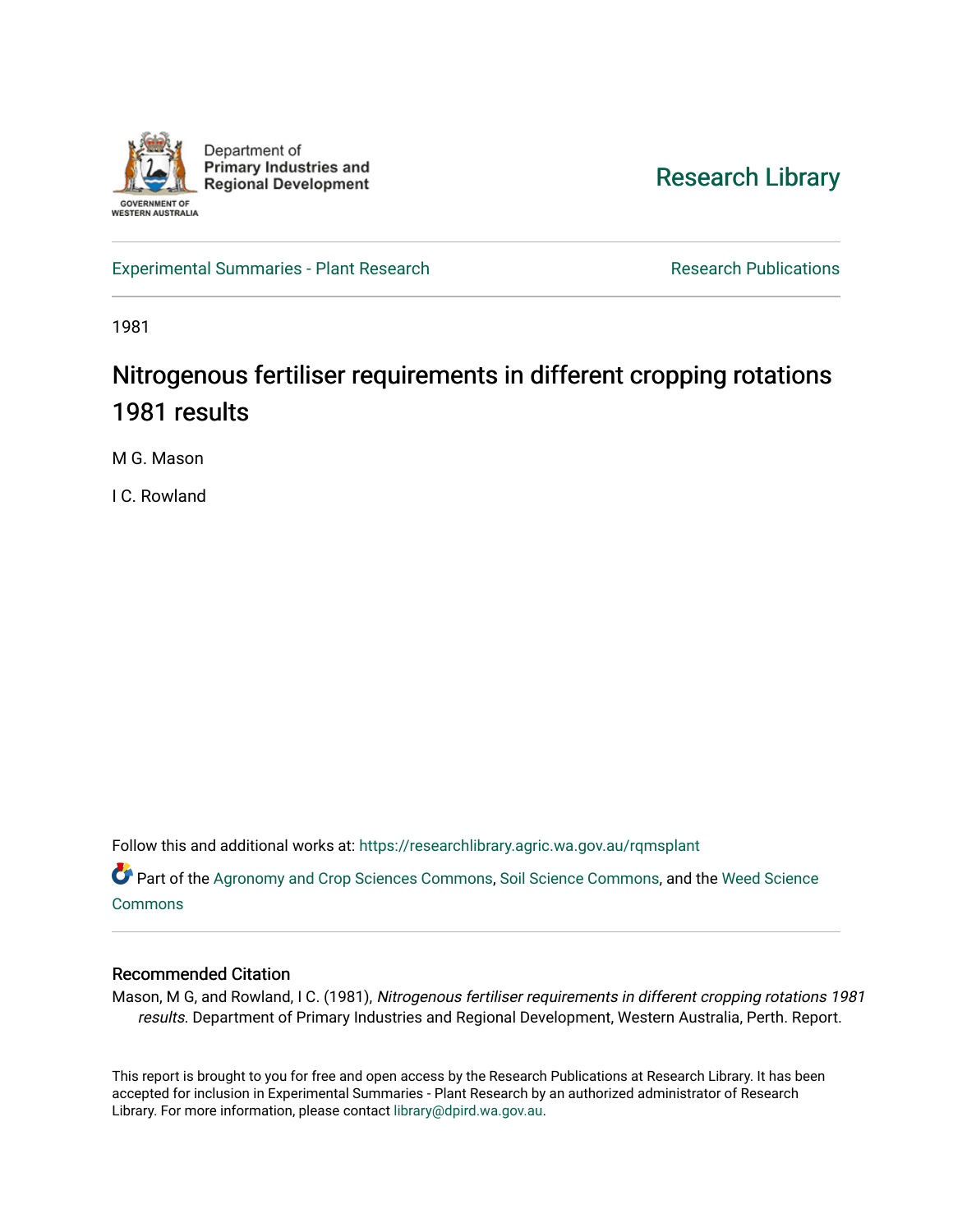Department of Primary Industries and Regional Development

GOVERNMENT OF WESTERN AUSTRALIA

Research Library

Experimental Summaries - Plant Research

Research Publications

1981

# Nitrogenous fertiliser requirements in different cropping rotations 1981 results

M G. Mason

I C. Rowland

Follow this and additional works at: https://researchlibrary.agric.wa.gov.au/rqmsplant

Part of the Agronomy and Crop Sciences Commons, Soil Science Commons, and the Weed Science Commons

## Recommended Citation

Mason, M G, and Rowland, I C. (1981), *Nitrogenous fertiliser requirements in different cropping rotations 1981 results.* Department of Primary Industries and Regional Development, Western Australia, Perth. Report.

This report is brought to you for free and open access by the Research Publications at Research Library. It has been accepted for inclusion in Experimental Summaries - Plant Research by an authorized administrator of Research Library. For more information, please contact library@dpird.wa.gov.au.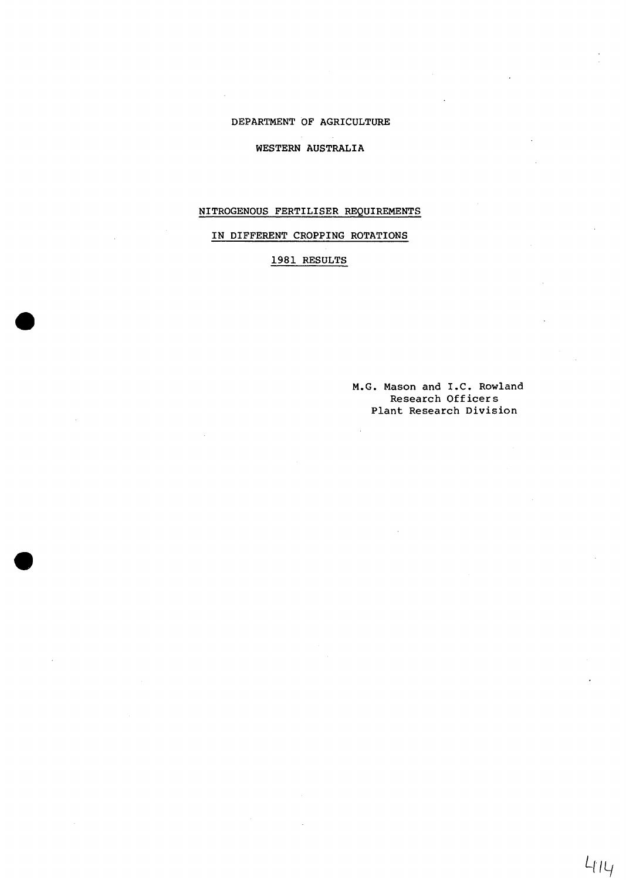DEPARTMENT OF AGRICULTURE

WESTERN AUSTRALIA

# NITROGENOUS FERTILISER REQUIREMENTS IN DIFFERENT CROPPING ROTATIONS

## 1981 RESULTS

M.G. Mason and I.C. Rowland
Research Officers
Plant Research Division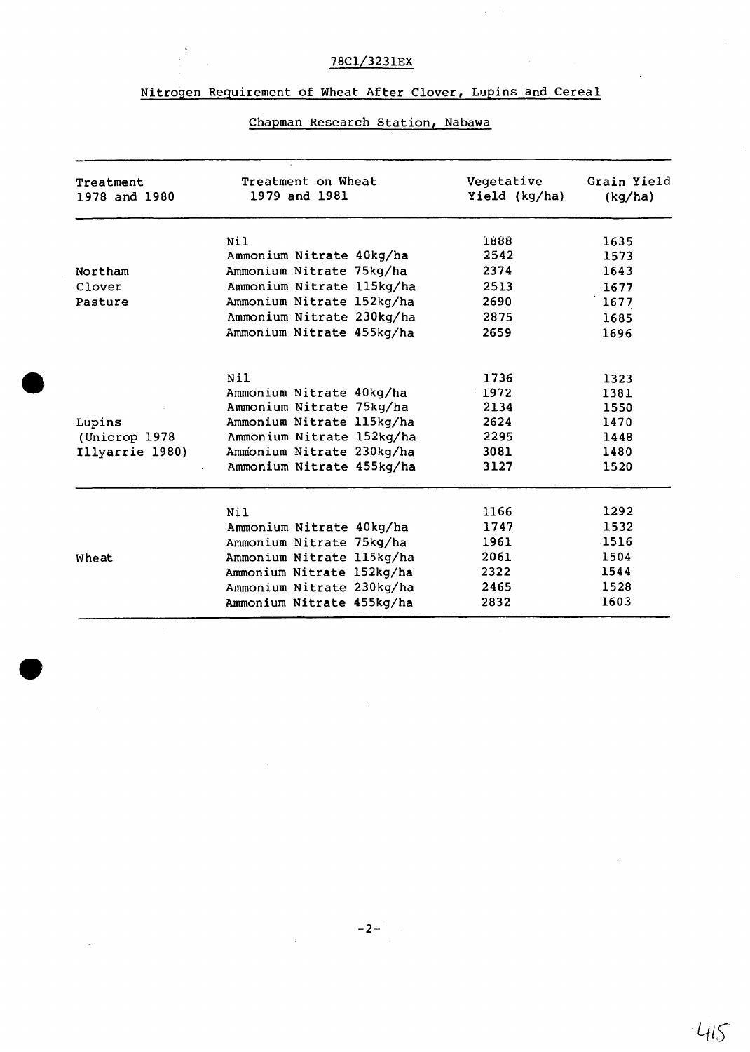78C1/3231EX

## Nitrogen Requirement of Wheat After Clover, Lupins and Cereal

### Chapman Research Station, Nabawa

| Treatment 1978 and 1980 | Treatment on Wheat 1979 and 1981 | Vegetative Yield (kg/ha) | Grain Yield (kg/ha) |
|---|---|---|---|
| Northam Clover Pasture | Nil | 1888 | 1635 |
| | Ammonium Nitrate 40kg/ha | 2542 | 1573 |
| | Ammonium Nitrate 75kg/ha | 2374 | 1643 |
| | Ammonium Nitrate 115kg/ha | 2513 | 1677 |
| | Ammonium Nitrate 152kg/ha | 2690 | 1677 |
| | Ammonium Nitrate 230kg/ha | 2875 | 1685 |
| | Ammonium Nitrate 455kg/ha | 2659 | 1696 |
| Lupins (Unicrop 1978 Illyarrie 1980) | Nil | 1736 | 1323 |
| | Ammonium Nitrate 40kg/ha | 1972 | 1381 |
| | Ammonium Nitrate 75kg/ha | 2134 | 1550 |
| | Ammonium Nitrate 115kg/ha | 2624 | 1470 |
| | Ammonium Nitrate 152kg/ha | 2295 | 1448 |
| | Ammonium Nitrate 230kg/ha | 3081 | 1480 |
| | Ammonium Nitrate 455kg/ha | 3127 | 1520 |
| Wheat | Nil | 1166 | 1292 |
| | Ammonium Nitrate 40kg/ha | 1747 | 1532 |
| | Ammonium Nitrate 75kg/ha | 1961 | 1516 |
| | Ammonium Nitrate 115kg/ha | 2061 | 1504 |
| | Ammonium Nitrate 152kg/ha | 2322 | 1544 |
| | Ammonium Nitrate 230kg/ha | 2465 | 1528 |
| | Ammonium Nitrate 455kg/ha | 2832 | 1603 |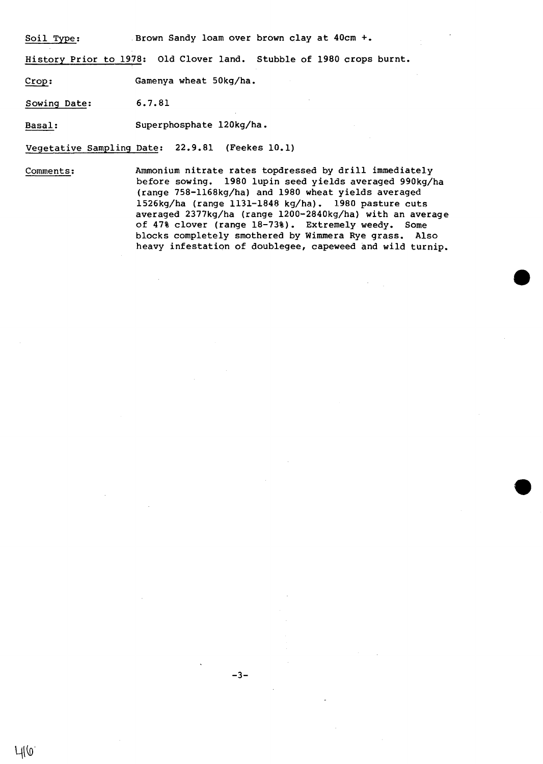Soil Type: Brown Sandy loam over brown clay at 40cm +.

History Prior to 1978: Old Clover land. Stubble of 1980 crops burnt.

Crop: Gamenya wheat 50kg/ha.

Sowing Date: 6.7.81

Basal: Superphosphate 120kg/ha.

Vegetative Sampling Date: 22.9.81 (Feekes 10.1)

Comments: Ammonium nitrate rates topdressed by drill immediately before sowing. 1980 lupin seed yields averaged 990kg/ha (range 758-1168kg/ha) and 1980 wheat yields averaged 1526kg/ha (range 1131-1848 kg/ha). 1980 pasture cuts averaged 2377kg/ha (range 1200-2840kg/ha) with an average of 47% clover (range 18-73%). Extremely weedy. Some blocks completely smothered by Wimmera Rye grass. Also heavy infestation of doublegee, capeweed and wild turnip.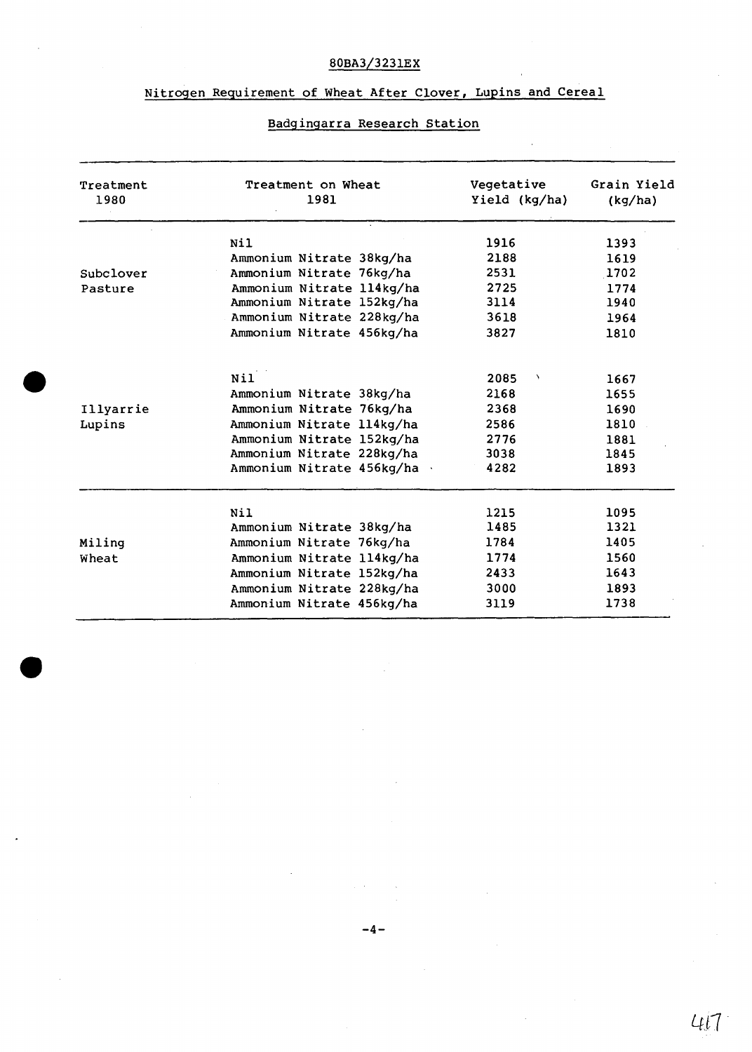80BA3/3231EX

## Nitrogen Requirement of Wheat After Clover, Lupins and Cereal

### Badgingarra Research Station

| Treatment 1980 | Treatment on Wheat 1981 | Vegetative Yield (kg/ha) | Grain Yield (kg/ha) |
|---|---|---|---|
| Subclover Pasture | Nil | 1916 | 1393 |
| | Ammonium Nitrate 38kg/ha | 2188 | 1619 |
| | Ammonium Nitrate 76kg/ha | 2531 | 1702 |
| | Ammonium Nitrate 114kg/ha | 2725 | 1774 |
| | Ammonium Nitrate 152kg/ha | 3114 | 1940 |
| | Ammonium Nitrate 228kg/ha | 3618 | 1964 |
| | Ammonium Nitrate 456kg/ha | 3827 | 1810 |
| Illyarrie Lupins | Nil | 2085 | 1667 |
| | Ammonium Nitrate 38kg/ha | 2168 | 1655 |
| | Ammonium Nitrate 76kg/ha | 2368 | 1690 |
| | Ammonium Nitrate 114kg/ha | 2586 | 1810 |
| | Ammonium Nitrate 152kg/ha | 2776 | 1881 |
| | Ammonium Nitrate 228kg/ha | 3038 | 1845 |
| | Ammonium Nitrate 456kg/ha | 4282 | 1893 |
| Miling Wheat | Nil | 1215 | 1095 |
| | Ammonium Nitrate 38kg/ha | 1485 | 1321 |
| | Ammonium Nitrate 76kg/ha | 1784 | 1405 |
| | Ammonium Nitrate 114kg/ha | 1774 | 1560 |
| | Ammonium Nitrate 152kg/ha | 2433 | 1643 |
| | Ammonium Nitrate 228kg/ha | 3000 | 1893 |
| | Ammonium Nitrate 456kg/ha | 3119 | 1738 |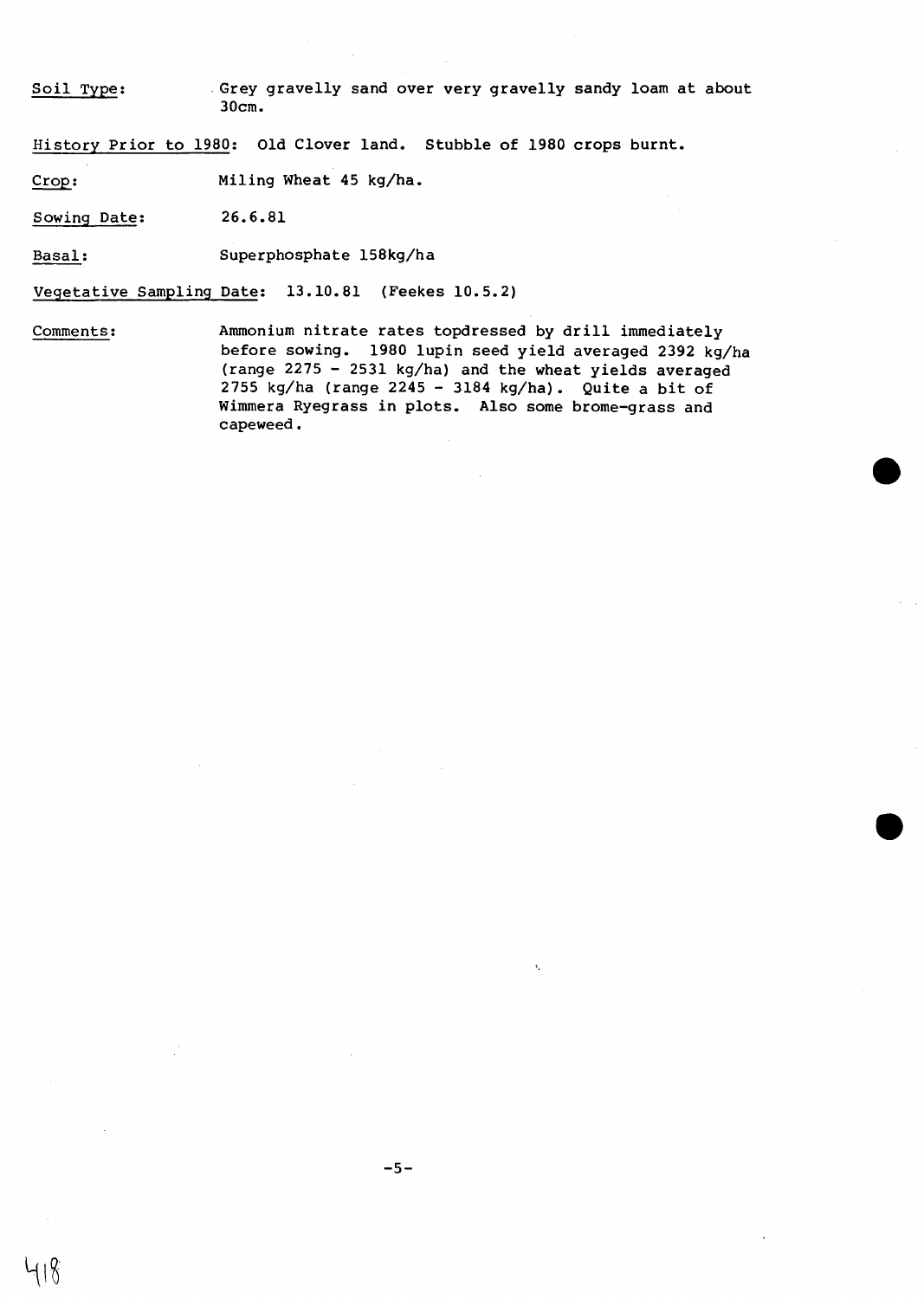Soil Type: Grey gravelly sand over very gravelly sandy loam at about 30cm.

History Prior to 1980: Old Clover land. Stubble of 1980 crops burnt.

Crop: Miling Wheat 45 kg/ha.

Sowing Date: 26.6.81

Basal: Superphosphate 158kg/ha

Vegetative Sampling Date: 13.10.81 (Feekes 10.5.2)

Comments: Ammonium nitrate rates topdressed by drill immediately before sowing. 1980 lupin seed yield averaged 2392 kg/ha (range 2275 - 2531 kg/ha) and the wheat yields averaged 2755 kg/ha (range 2245 - 3184 kg/ha). Quite a bit of Wimmera Ryegrass in plots. Also some brome-grass and capeweed.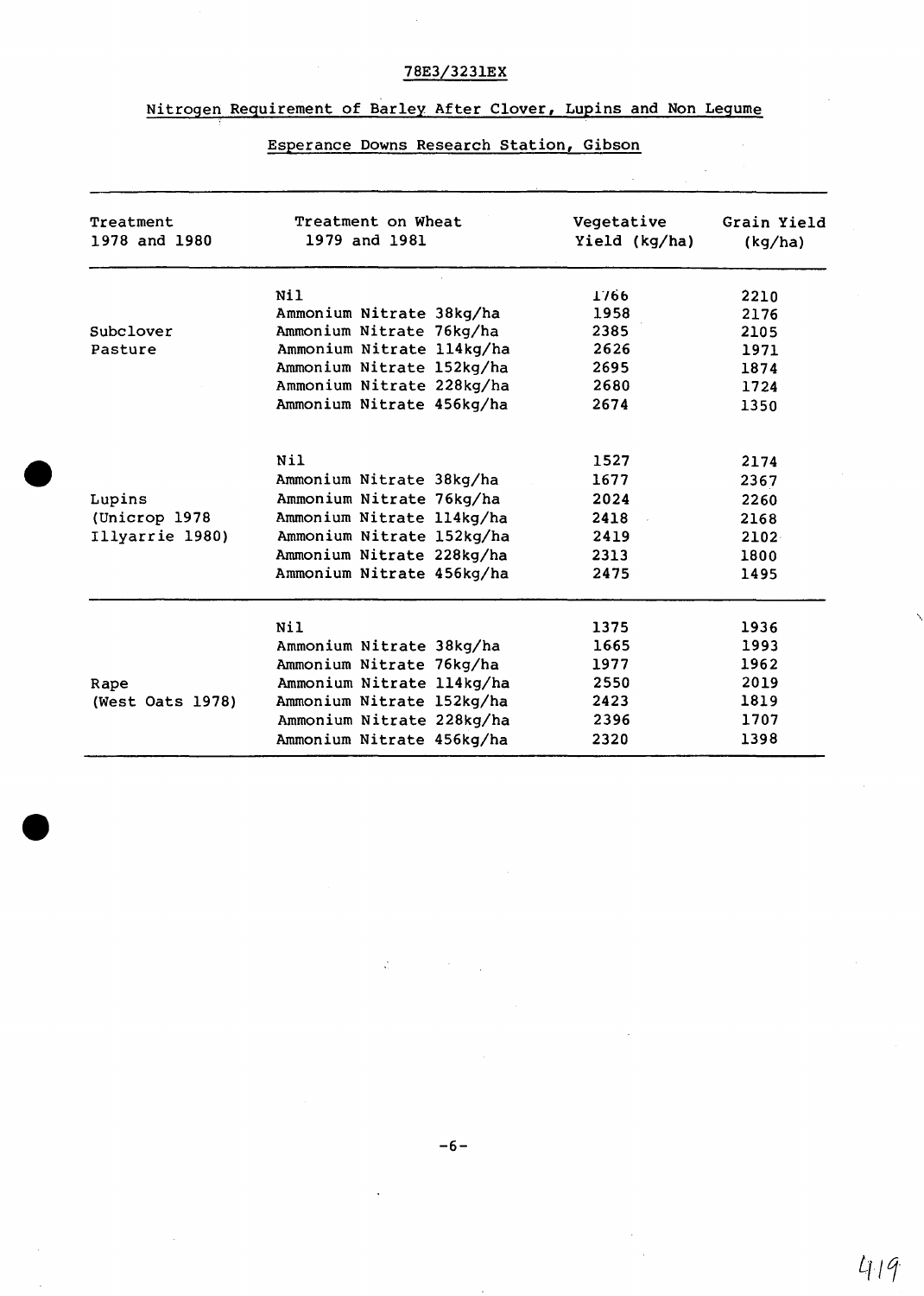78E3/3231EX

## Nitrogen Requirement of Barley After Clover, Lupins and Non Legume

### Esperance Downs Research Station, Gibson

| Treatment 1978 and 1980 | Treatment on Wheat 1979 and 1981 | Vegetative Yield (kg/ha) | Grain Yield (kg/ha) |
|---|---|---|---|
| | Nil | 1766 | 2210 |
| | Ammonium Nitrate 38kg/ha | 1958 | 2176 |
| Subclover | Ammonium Nitrate 76kg/ha | 2385 | 2105 |
| Pasture | Ammonium Nitrate 114kg/ha | 2626 | 1971 |
| | Ammonium Nitrate 152kg/ha | 2695 | 1874 |
| | Ammonium Nitrate 228kg/ha | 2680 | 1724 |
| | Ammonium Nitrate 456kg/ha | 2674 | 1350 |
| | Nil | 1527 | 2174 |
| | Ammonium Nitrate 38kg/ha | 1677 | 2367 |
| Lupins | Ammonium Nitrate 76kg/ha | 2024 | 2260 |
| (Unicrop 1978 | Ammonium Nitrate 114kg/ha | 2418 | 2168 |
| Illyarrie 1980) | Ammonium Nitrate 152kg/ha | 2419 | 2102 |
| | Ammonium Nitrate 228kg/ha | 2313 | 1800 |
| | Ammonium Nitrate 456kg/ha | 2475 | 1495 |
| | Nil | 1375 | 1936 |
| | Ammonium Nitrate 38kg/ha | 1665 | 1993 |
| | Ammonium Nitrate 76kg/ha | 1977 | 1962 |
| Rape | Ammonium Nitrate 114kg/ha | 2550 | 2019 |
| (West Oats 1978) | Ammonium Nitrate 152kg/ha | 2423 | 1819 |
| | Ammonium Nitrate 228kg/ha | 2396 | 1707 |
| | Ammonium Nitrate 456kg/ha | 2320 | 1398 |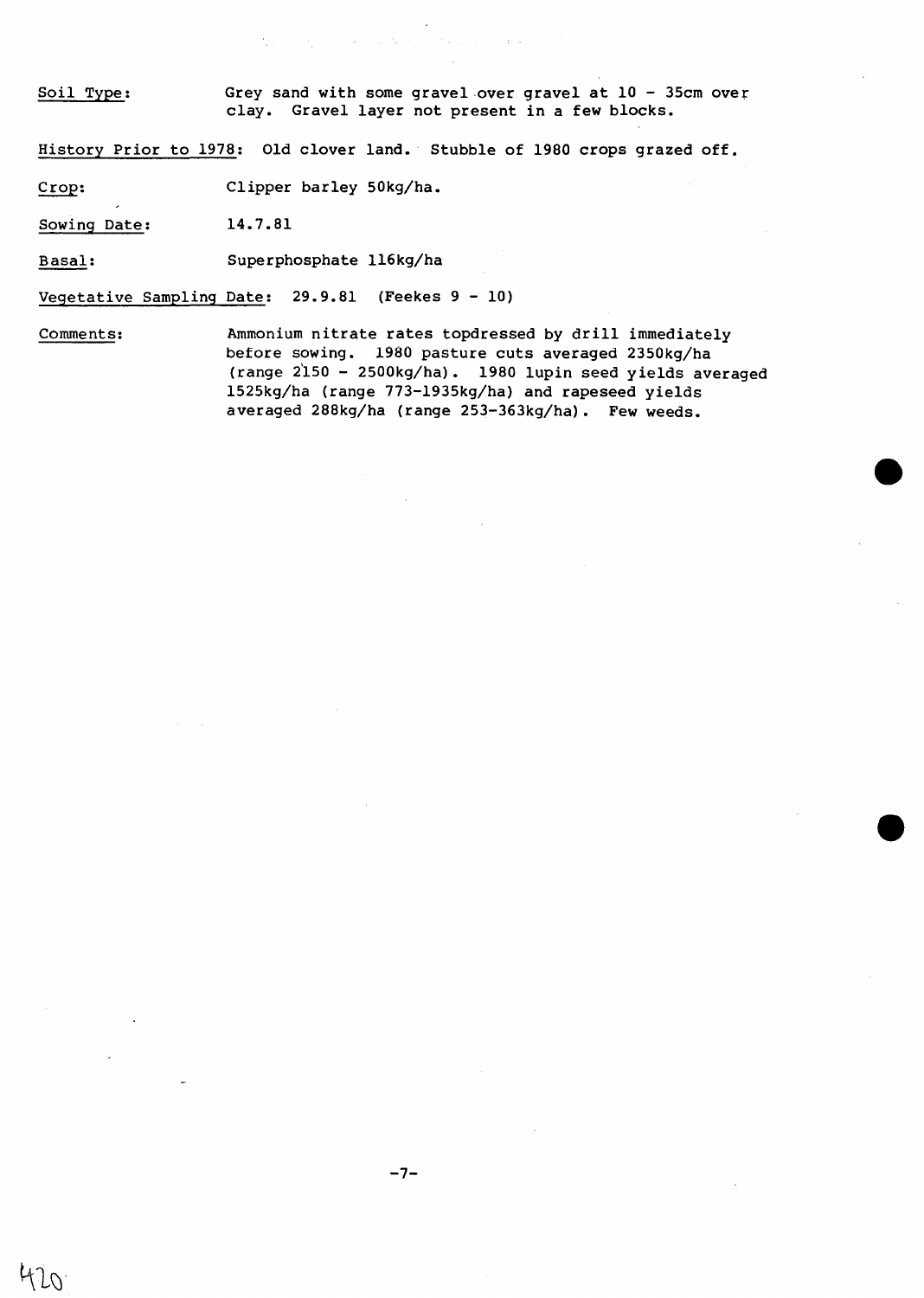Soil Type: Grey sand with some gravel over gravel at 10 - 35cm over clay. Gravel layer not present in a few blocks.

History Prior to 1978: Old clover land. Stubble of 1980 crops grazed off.

Crop: Clipper barley 50kg/ha.

Sowing Date: 14.7.81

Basal: Superphosphate 116kg/ha

Vegetative Sampling Date: 29.9.81 (Feekes 9 - 10)

Comments: Ammonium nitrate rates topdressed by drill immediately before sowing. 1980 pasture cuts averaged 2350kg/ha (range 2150 - 2500kg/ha). 1980 lupin seed yields averaged 1525kg/ha (range 773-1935kg/ha) and rapeseed yields averaged 288kg/ha (range 253-363kg/ha). Few weeds.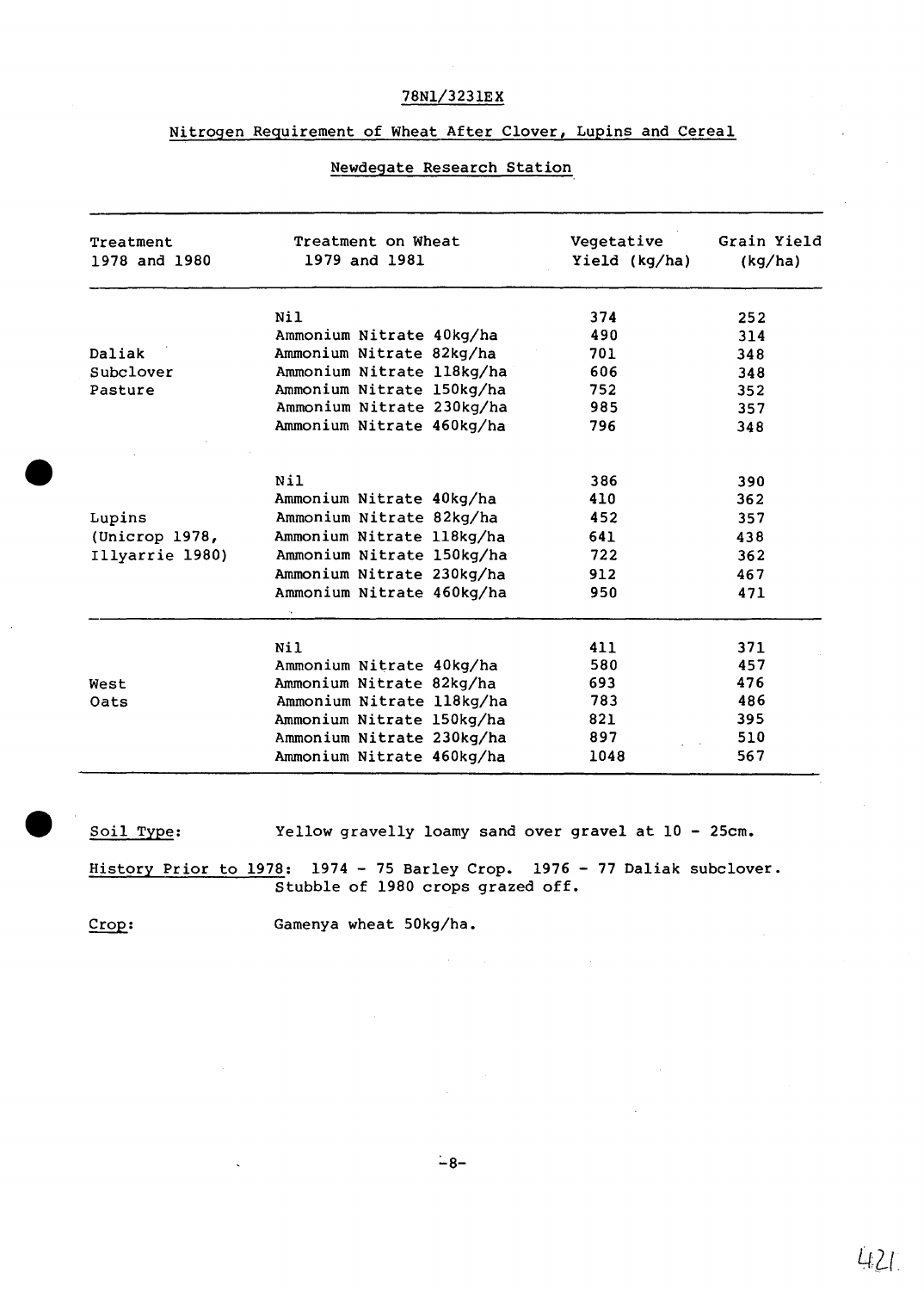78N1/3231EX

## Nitrogen Requirement of Wheat After Clover, Lupins and Cereal

### Newdegate Research Station

| Treatment 1978 and 1980 | Treatment on Wheat 1979 and 1981 | Vegetative Yield (kg/ha) | Grain Yield (kg/ha) |
|---|---|---|---|
| Daliak Subclover Pasture | Nil | 374 | 252 |
| | Ammonium Nitrate 40kg/ha | 490 | 314 |
| | Ammonium Nitrate 82kg/ha | 701 | 348 |
| | Ammonium Nitrate 118kg/ha | 606 | 348 |
| | Ammonium Nitrate 150kg/ha | 752 | 352 |
| | Ammonium Nitrate 230kg/ha | 985 | 357 |
| | Ammonium Nitrate 460kg/ha | 796 | 348 |
| Lupins (Unicrop 1978, Illyarrie 1980) | Nil | 386 | 390 |
| | Ammonium Nitrate 40kg/ha | 410 | 362 |
| | Ammonium Nitrate 82kg/ha | 452 | 357 |
| | Ammonium Nitrate 118kg/ha | 641 | 438 |
| | Ammonium Nitrate 150kg/ha | 722 | 362 |
| | Ammonium Nitrate 230kg/ha | 912 | 467 |
| | Ammonium Nitrate 460kg/ha | 950 | 471 |
| West Oats | Nil | 411 | 371 |
| | Ammonium Nitrate 40kg/ha | 580 | 457 |
| | Ammonium Nitrate 82kg/ha | 693 | 476 |
| | Ammonium Nitrate 118kg/ha | 783 | 486 |
| | Ammonium Nitrate 150kg/ha | 821 | 395 |
| | Ammonium Nitrate 230kg/ha | 897 | 510 |
| | Ammonium Nitrate 460kg/ha | 1048 | 567 |

Soil Type: Yellow gravelly loamy sand over gravel at 10 - 25cm.

History Prior to 1978: 1974 - 75 Barley Crop. 1976 - 77 Daliak subclover. Stubble of 1980 crops grazed off.

Crop: Gamenya wheat 50kg/ha.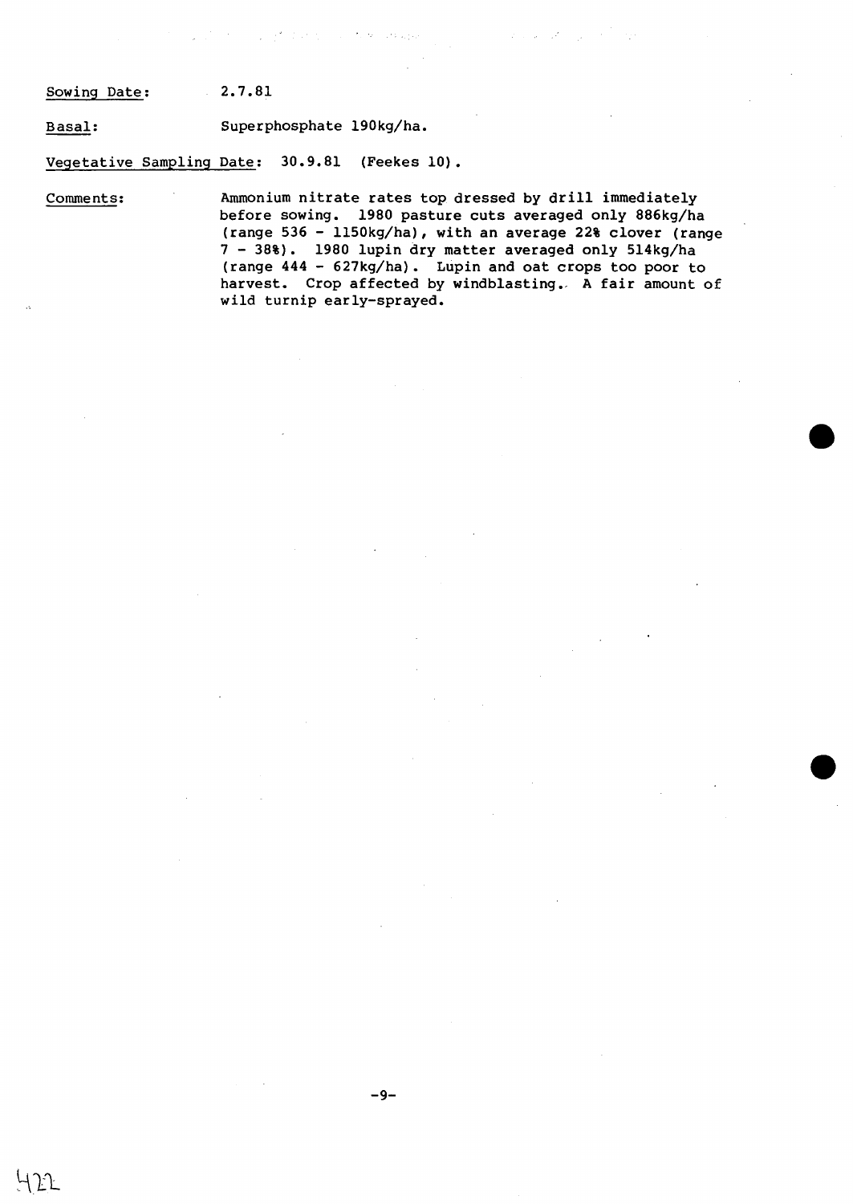Sowing Date: 2.7.81

Basal: Superphosphate 190kg/ha.

Vegetative Sampling Date: 30.9.81 (Feekes 10).

Comments: Ammonium nitrate rates top dressed by drill immediately before sowing. 1980 pasture cuts averaged only 886kg/ha (range 536 - 1150kg/ha), with an average 22% clover (range 7 - 38%). 1980 lupin dry matter averaged only 514kg/ha (range 444 - 627kg/ha). Lupin and oat crops too poor to harvest. Crop affected by windblasting. A fair amount of wild turnip early-sprayed.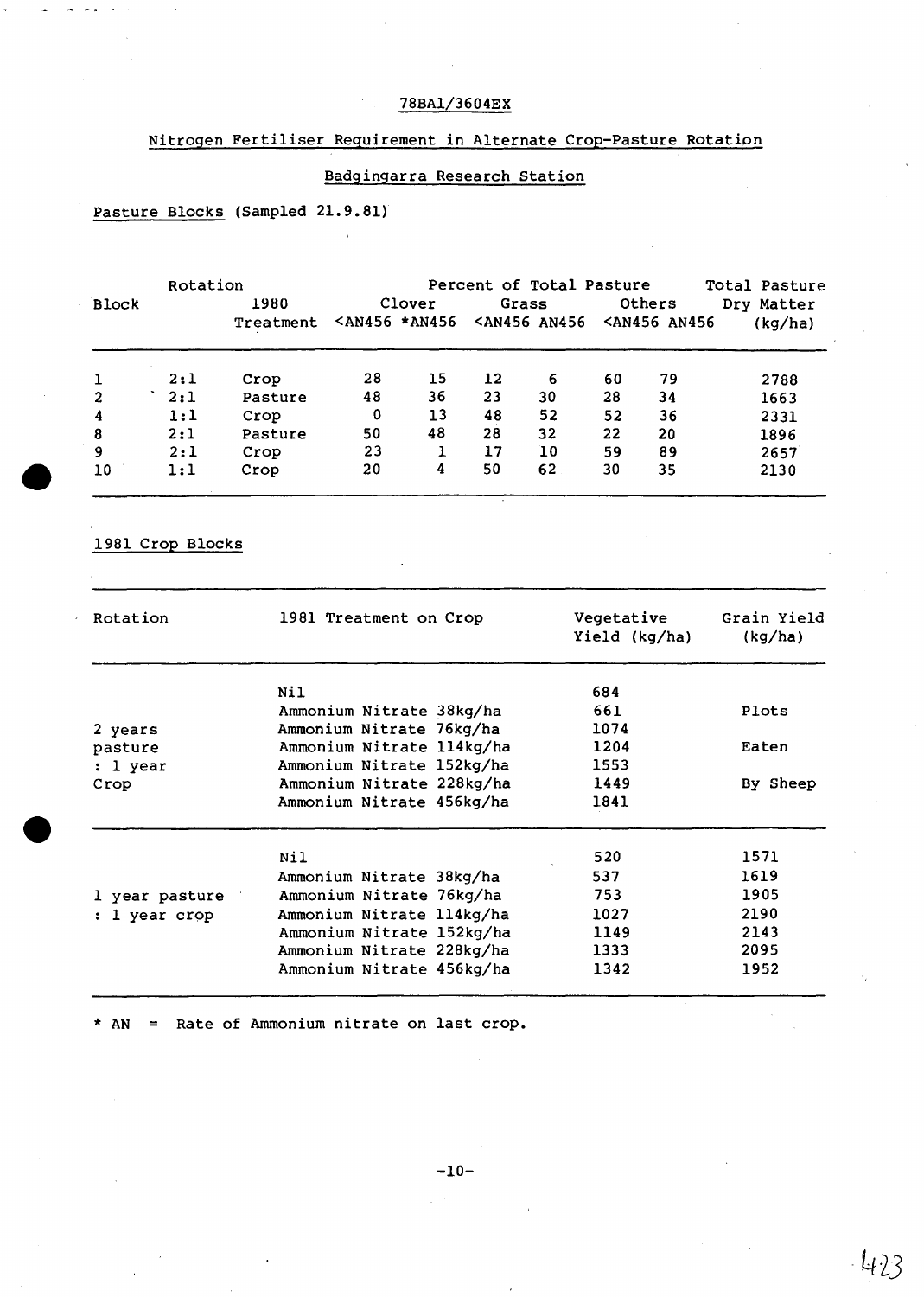78BA1/3604EX

## Nitrogen Fertiliser Requirement in Alternate Crop-Pasture Rotation

### Badgingarra Research Station

Pasture Blocks (Sampled 21.9.81)

| Block | Rotation | 1980 Treatment | Percent of Total Pasture | | | | | | Total Pasture Dry Matter (kg/ha) |
|---|---|---|---|---|---|---|---|---|---|
| | | | Clover | | Grass | | Others | | |
| | | | <AN456 | *AN456 | <AN456 | AN456 | <AN456 | AN456 | |
| 1 | 2:1 | Crop | 28 | 15 | 12 | 6 | 60 | 79 | 2788 |
| 2 | 2:1 | Pasture | 48 | 36 | 23 | 30 | 28 | 34 | 1663 |
| 4 | 1:1 | Crop | 0 | 13 | 48 | 52 | 52 | 36 | 2331 |
| 8 | 2:1 | Pasture | 50 | 48 | 28 | 32 | 22 | 20 | 1896 |
| 9 | 2:1 | Crop | 23 | 1 | 17 | 10 | 59 | 89 | 2657 |
| 10 | 1:1 | Crop | 20 | 4 | 50 | 62 | 30 | 35 | 2130 |

1981 Crop Blocks

| Rotation | 1981 Treatment on Crop | Vegetative Yield (kg/ha) | Grain Yield (kg/ha) |
|---|---|---|---|
| 2 years pasture : 1 year Crop | Nil | 684 | Plots Eaten By Sheep |
| | Ammonium Nitrate 38kg/ha | 661 | |
| | Ammonium Nitrate 76kg/ha | 1074 | |
| | Ammonium Nitrate 114kg/ha | 1204 | |
| | Ammonium Nitrate 152kg/ha | 1553 | |
| | Ammonium Nitrate 228kg/ha | 1449 | |
| | Ammonium Nitrate 456kg/ha | 1841 | |
| 1 year pasture : 1 year crop | Nil | 520 | 1571 |
| | Ammonium Nitrate 38kg/ha | 537 | 1619 |
| | Ammonium Nitrate 76kg/ha | 753 | 1905 |
| | Ammonium Nitrate 114kg/ha | 1027 | 2190 |
| | Ammonium Nitrate 152kg/ha | 1149 | 2143 |
| | Ammonium Nitrate 228kg/ha | 1333 | 2095 |
| | Ammonium Nitrate 456kg/ha | 1342 | 1952 |

* AN = Rate of Ammonium nitrate on last crop.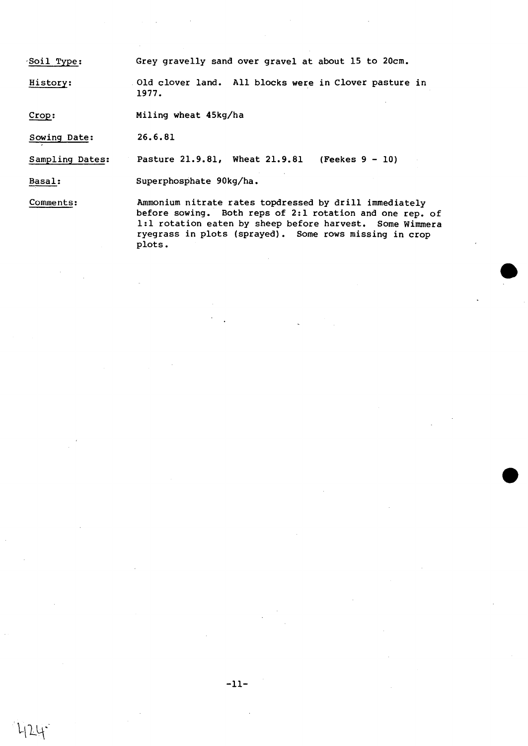**Soil Type:** Grey gravelly sand over gravel at about 15 to 20cm.

**History:** Old clover land. All blocks were in Clover pasture in 1977.

**Crop:** Miling wheat 45kg/ha

**Sowing Date:** 26.6.81

**Sampling Dates:** Pasture 21.9.81, Wheat 21.9.81 (Feekes 9 - 10)

**Basal:** Superphosphate 90kg/ha.

**Comments:** Ammonium nitrate rates topdressed by drill immediately before sowing. Both reps of 2:1 rotation and one rep. of 1:1 rotation eaten by sheep before harvest. Some Wimmera ryegrass in plots (sprayed). Some rows missing in crop plots.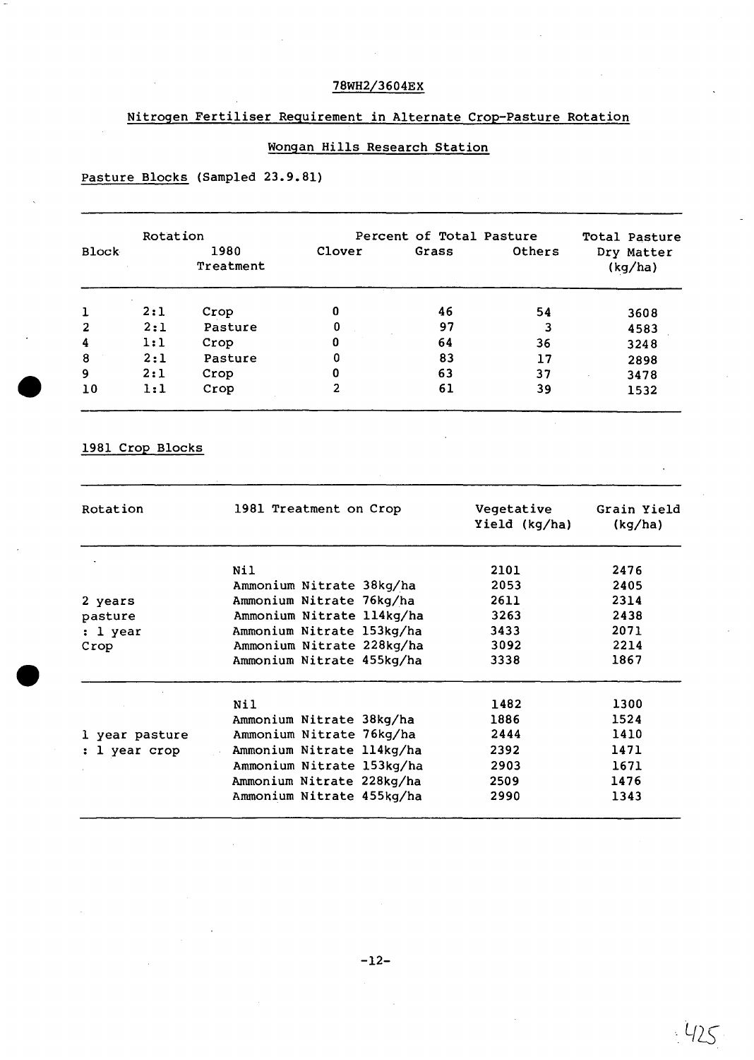78WH2/3604EX

## Nitrogen Fertiliser Requirement in Alternate Crop-Pasture Rotation

### Wongan Hills Research Station

Pasture Blocks (Sampled 23.9.81)

| Block | Rotation | 1980 Treatment | Percent of Total Pasture Clover | Grass | Others | Total Pasture Dry Matter (kg/ha) |
|---|---|---|---|---|---|---|
| 1 | 2:1 | Crop | 0 | 46 | 54 | 3608 |
| 2 | 2:1 | Pasture | 0 | 97 | 3 | 4583 |
| 4 | 1:1 | Crop | 0 | 64 | 36 | 3248 |
| 8 | 2:1 | Pasture | 0 | 83 | 17 | 2898 |
| 9 | 2:1 | Crop | 0 | 63 | 37 | 3478 |
| 10 | 1:1 | Crop | 2 | 61 | 39 | 1532 |

1981 Crop Blocks

| Rotation | 1981 Treatment on Crop | Vegetative Yield (kg/ha) | Grain Yield (kg/ha) |
|---|---|---|---|
| 2 years pasture : 1 year Crop | Nil | 2101 | 2476 |
| | Ammonium Nitrate 38kg/ha | 2053 | 2405 |
| | Ammonium Nitrate 76kg/ha | 2611 | 2314 |
| | Ammonium Nitrate 114kg/ha | 3263 | 2438 |
| | Ammonium Nitrate 153kg/ha | 3433 | 2071 |
| | Ammonium Nitrate 228kg/ha | 3092 | 2214 |
| | Ammonium Nitrate 455kg/ha | 3338 | 1867 |
| 1 year pasture : 1 year crop | Nil | 1482 | 1300 |
| | Ammonium Nitrate 38kg/ha | 1886 | 1524 |
| | Ammonium Nitrate 76kg/ha | 2444 | 1410 |
| | Ammonium Nitrate 114kg/ha | 2392 | 1471 |
| | Ammonium Nitrate 153kg/ha | 2903 | 1671 |
| | Ammonium Nitrate 228kg/ha | 2509 | 1476 |
| | Ammonium Nitrate 455kg/ha | 2990 | 1343 |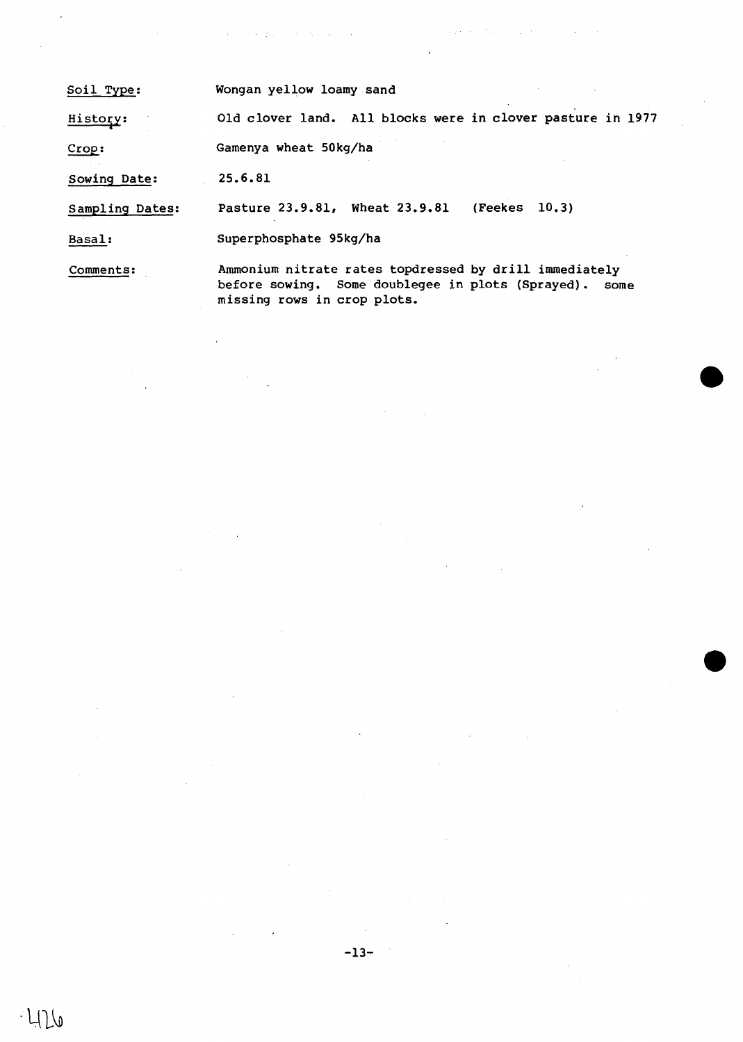| | |
|---|---|
| Soil Type: | Wongan yellow loamy sand |
| History: | Old clover land. All blocks were in clover pasture in 1977 |
| Crop: | Gamenya wheat 50kg/ha |
| Sowing Date: | 25.6.81 |
| Sampling Dates: | Pasture 23.9.81, Wheat 23.9.81 (Feekes 10.3) |
| Basal: | Superphosphate 95kg/ha |
| Comments: | Ammonium nitrate rates topdressed by drill immediately before sowing. Some doublegee in plots (Sprayed). some missing rows in crop plots. |

·426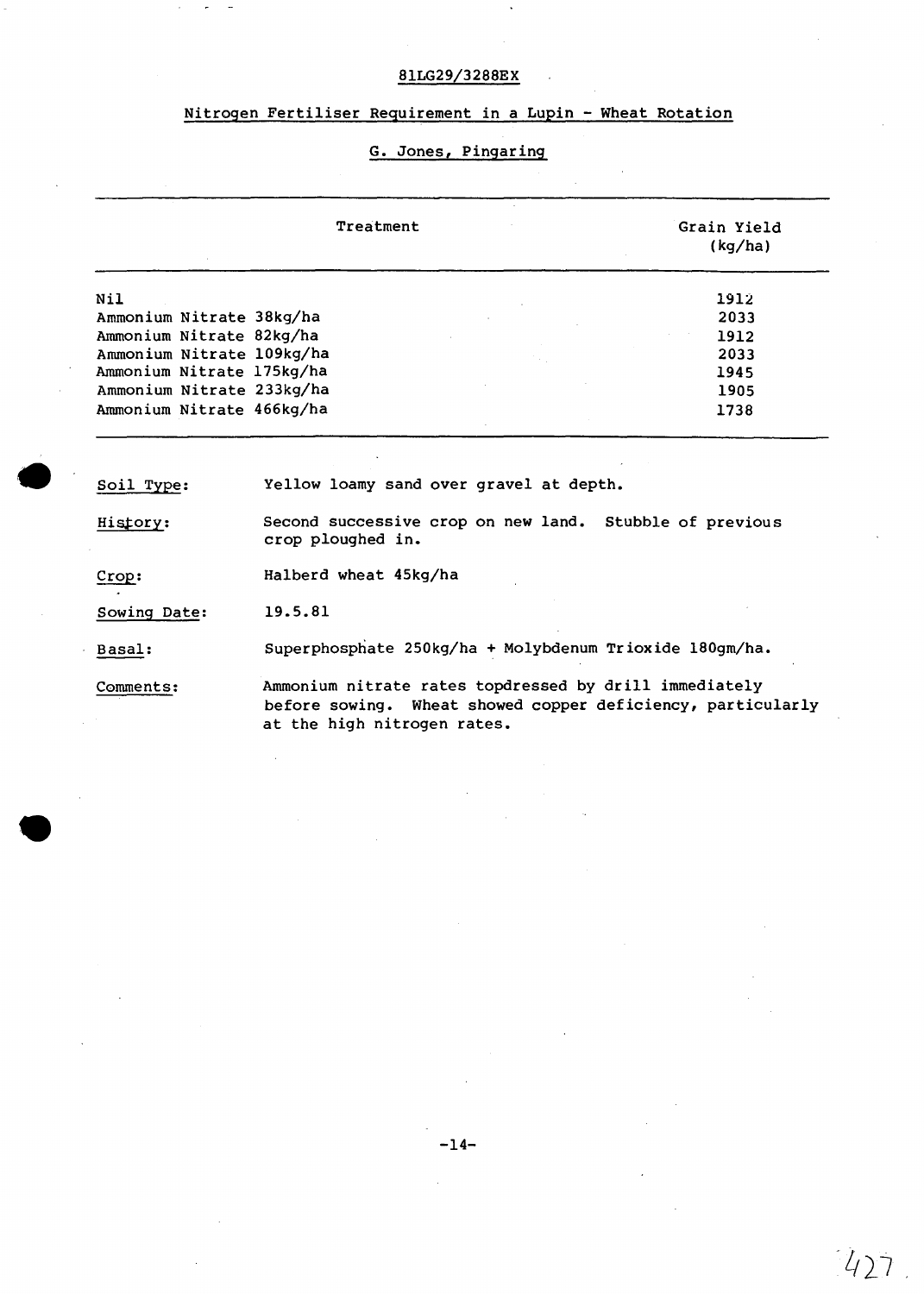81LG29/3288EX

## Nitrogen Fertiliser Requirement in a Lupin - Wheat Rotation

### G. Jones, Pingaring

| Treatment | Grain Yield (kg/ha) |
|---|---|
| Nil | 1912 |
| Ammonium Nitrate 38kg/ha | 2033 |
| Ammonium Nitrate 82kg/ha | 1912 |
| Ammonium Nitrate 109kg/ha | 2033 |
| Ammonium Nitrate 175kg/ha | 1945 |
| Ammonium Nitrate 233kg/ha | 1905 |
| Ammonium Nitrate 466kg/ha | 1738 |

Soil Type: Yellow loamy sand over gravel at depth.

History: Second successive crop on new land. Stubble of previous crop ploughed in.

Crop: Halberd wheat 45kg/ha

Sowing Date: 19.5.81

Basal: Superphosphate 250kg/ha + Molybdenum Trioxide 180gm/ha.

Comments: Ammonium nitrate rates topdressed by drill immediately before sowing. Wheat showed copper deficiency, particularly at the high nitrogen rates.